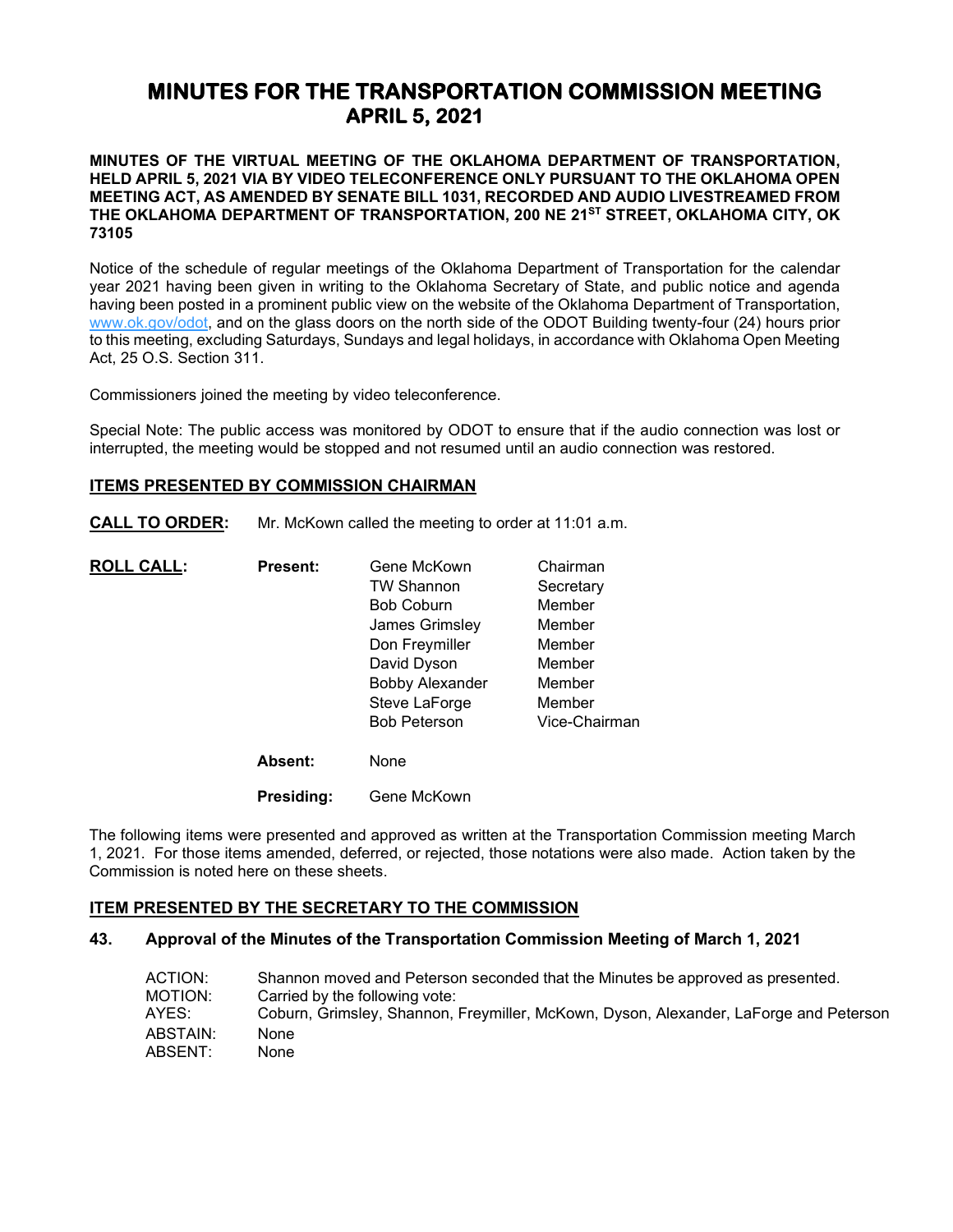# MINUTES FOR THE TRANSPORTATION COMMISSION MEETING APRIL 5, 2021

**MINUTES OF THE VIRTUAL MEETING OF THE OKLAHOMA DEPARTMENT OF TRANSPORTATION, HELD APRIL 5, 2021 VIA BY VIDEO TELECONFERENCE ONLY PURSUANT TO THE OKLAHOMA OPEN MEETING ACT, AS AMENDED BY SENATE BILL 1031, RECORDED AND AUDIO LIVESTREAMED FROM THE OKLAHOMA DEPARTMENT OF TRANSPORTATION, 200 NE 21ST STREET, OKLAHOMA CITY, OK 73105**

Notice of the schedule of regular meetings of the Oklahoma Department of Transportation for the calendar year 2021 having been given in writing to the Oklahoma Secretary of State, and public notice and agenda having been posted in a prominent public view on the website of the Oklahoma Department of Transportation, www.ok.gov/odot, and on the glass doors on the north side of the ODOT Building twenty-four (24) hours prior to this meeting, excluding Saturdays, Sundays and legal holidays, in accordance with Oklahoma Open Meeting Act, 25 O.S. Section 311.

Commissioners joined the meeting by video teleconference.

Special Note: The public access was monitored by ODOT to ensure that if the audio connection was lost or interrupted, the meeting would be stopped and not resumed until an audio connection was restored.

## ITEMS PRESENTED BY COMMISSION CHAIRMAN

**CALL TO ORDER:** Mr. McKown called the meeting to order at 11:01 a.m.

**ROLL CALL:**

**Present:**

| | |
|---|---|
| Gene McKown | Chairman |
| TW Shannon | Secretary |
| Bob Coburn | Member |
| James Grimsley | Member |
| Don Freymiller | Member |
| David Dyson | Member |
| Bobby Alexander | Member |
| Steve LaForge | Member |
| Bob Peterson | Vice-Chairman |

**Absent:** None

**Presiding:** Gene McKown

The following items were presented and approved as written at the Transportation Commission meeting March 1, 2021. For those items amended, deferred, or rejected, those notations were also made. Action taken by the Commission is noted here on these sheets.

## ITEM PRESENTED BY THE SECRETARY TO THE COMMISSION

### 43. Approval of the Minutes of the Transportation Commission Meeting of March 1, 2021

ACTION: Shannon moved and Peterson seconded that the Minutes be approved as presented.
MOTION: Carried by the following vote:
AYES: Coburn, Grimsley, Shannon, Freymiller, McKown, Dyson, Alexander, LaForge and Peterson
ABSTAIN: None
ABSENT: None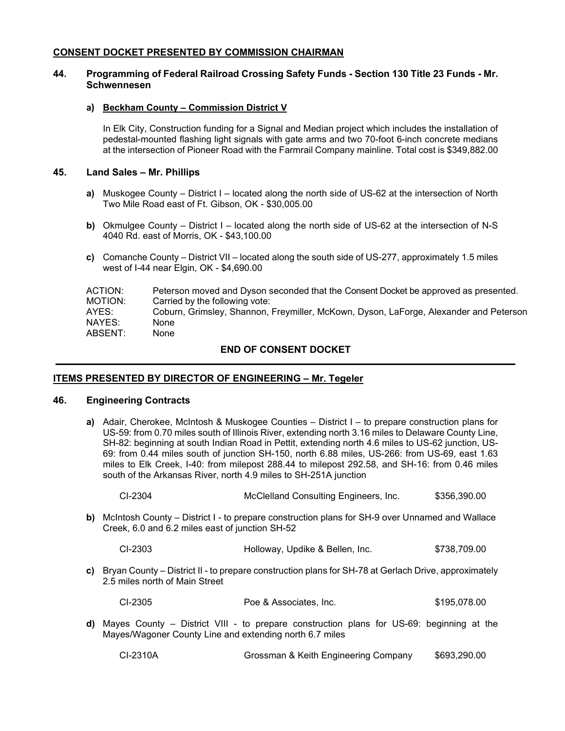## CONSENT DOCKET PRESENTED BY COMMISSION CHAIRMAN

### 44. Programming of Federal Railroad Crossing Safety Funds - Section 130 Title 23 Funds - Mr. Schwennesen

**a) Beckham County – Commission District V**

In Elk City, Construction funding for a Signal and Median project which includes the installation of pedestal-mounted flashing light signals with gate arms and two 70-foot 6-inch concrete medians at the intersection of Pioneer Road with the Farmrail Company mainline. Total cost is $349,882.00

### 45. Land Sales – Mr. Phillips

**a)** Muskogee County – District I – located along the north side of US-62 at the intersection of North Two Mile Road east of Ft. Gibson, OK - $30,005.00

**b)** Okmulgee County – District I – located along the north side of US-62 at the intersection of N-S 4040 Rd. east of Morris, OK - $43,100.00

**c)** Comanche County – District VII – located along the south side of US-277, approximately 1.5 miles west of I-44 near Elgin, OK - $4,690.00

ACTION: Peterson moved and Dyson seconded that the Consent Docket be approved as presented.
MOTION: Carried by the following vote:
AYES: Coburn, Grimsley, Shannon, Freymiller, McKown, Dyson, LaForge, Alexander and Peterson
NAYES: None
ABSENT: None

**END OF CONSENT DOCKET**

---

## ITEMS PRESENTED BY DIRECTOR OF ENGINEERING – Mr. Tegeler

### 46. Engineering Contracts

**a)** Adair, Cherokee, McIntosh & Muskogee Counties – District I – to prepare construction plans for US-59: from 0.70 miles south of Illinois River, extending north 3.16 miles to Delaware County Line, SH-82: beginning at south Indian Road in Pettit, extending north 4.6 miles to US-62 junction, US-69: from 0.44 miles south of junction SH-150, north 6.88 miles, US-266: from US-69, east 1.63 miles to Elk Creek, I-40: from milepost 288.44 to milepost 292.58, and SH-16: from 0.46 miles south of the Arkansas River, north 4.9 miles to SH-251A junction

CI-2304 McClelland Consulting Engineers, Inc. $356,390.00

**b)** McIntosh County – District I - to prepare construction plans for SH-9 over Unnamed and Wallace Creek, 6.0 and 6.2 miles east of junction SH-52

CI-2303 Holloway, Updike & Bellen, Inc. $738,709.00

**c)** Bryan County – District II - to prepare construction plans for SH-78 at Gerlach Drive, approximately 2.5 miles north of Main Street

CI-2305 Poe & Associates, Inc. $195,078.00

**d)** Mayes County – District VIII - to prepare construction plans for US-69: beginning at the Mayes/Wagoner County Line and extending north 6.7 miles

CI-2310A Grossman & Keith Engineering Company $693,290.00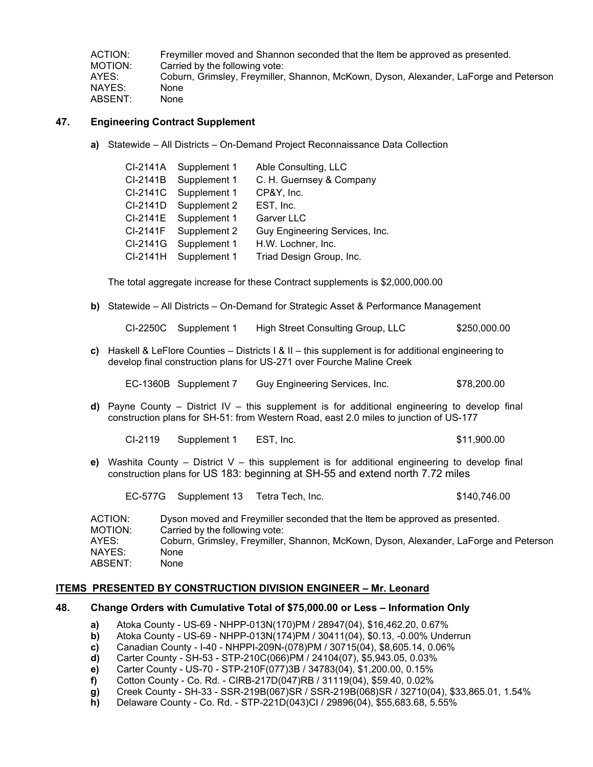ACTION: Freymiller moved and Shannon seconded that the Item be approved as presented.
MOTION: Carried by the following vote:
AYES: Coburn, Grimsley, Freymiller, Shannon, McKown, Dyson, Alexander, LaForge and Peterson
NAYES: None
ABSENT: None

### 47. Engineering Contract Supplement

**a)** Statewide – All Districts – On-Demand Project Reconnaissance Data Collection

| | | |
|---|---|---|
| CI-2141A | Supplement 1 | Able Consulting, LLC |
| CI-2141B | Supplement 1 | C. H. Guernsey & Company |
| CI-2141C | Supplement 1 | CP&Y, Inc. |
| CI-2141D | Supplement 2 | EST, Inc. |
| CI-2141E | Supplement 1 | Garver LLC |
| CI-2141F | Supplement 2 | Guy Engineering Services, Inc. |
| CI-2141G | Supplement 1 | H.W. Lochner, Inc. |
| CI-2141H | Supplement 1 | Triad Design Group, Inc. |

The total aggregate increase for these Contract supplements is $2,000,000.00

**b)** Statewide – All Districts – On-Demand for Strategic Asset & Performance Management

CI-2250C Supplement 1 High Street Consulting Group, LLC $250,000.00

**c)** Haskell & LeFlore Counties – Districts I & II – this supplement is for additional engineering to develop final construction plans for US-271 over Fourche Maline Creek

EC-1360B Supplement 7 Guy Engineering Services, Inc. $78,200.00

**d)** Payne County – District IV – this supplement is for additional engineering to develop final construction plans for SH-51: from Western Road, east 2.0 miles to junction of US-177

CI-2119 Supplement 1 EST, Inc. $11,900.00

**e)** Washita County – District V – this supplement is for additional engineering to develop final construction plans for US 183: beginning at SH-55 and extend north 7.72 miles

EC-577G Supplement 13 Tetra Tech, Inc. $140,746.00

ACTION: Dyson moved and Freymiller seconded that the Item be approved as presented.
MOTION: Carried by the following vote:
AYES: Coburn, Grimsley, Freymiller, Shannon, McKown, Dyson, Alexander, LaForge and Peterson
NAYES: None
ABSENT: None

## ITEMS PRESENTED BY CONSTRUCTION DIVISION ENGINEER – Mr. Leonard

### 48. Change Orders with Cumulative Total of $75,000.00 or Less – Information Only

**a)** Atoka County - US-69 - NHPP-013N(170)PM / 28947(04), $16,462.20, 0.67%
**b)** Atoka County - US-69 - NHPP-013N(174)PM / 30411(04), $0.13, -0.00% Underrun
**c)** Canadian County - I-40 - NHPPI-209N-(078)PM / 30715(04), $8,605.14, 0.06%
**d)** Carter County - SH-53 - STP-210C(066)PM / 24104(07), $5,943.05, 0.03%
**e)** Carter County - US-70 - STP-210F(077)3B / 34783(04), $1,200.00, 0.15%
**f)** Cotton County - Co. Rd. - CIRB-217D(047)RB / 31119(04), $59.40, 0.02%
**g)** Creek County - SH-33 - SSR-219B(067)SR / SSR-219B(068)SR / 32710(04), $33,865.01, 1.54%
**h)** Delaware County - Co. Rd. - STP-221D(043)CI / 29896(04), $55,683.68, 5.55%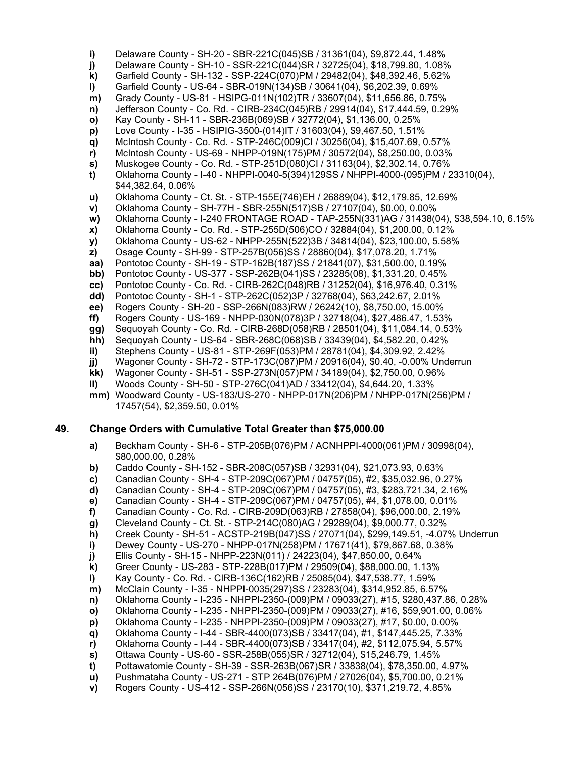- **i)** Delaware County - SH-20 - SBR-221C(045)SB / 31361(04), $9,872.44, 1.48%
- **j)** Delaware County - SH-10 - SSR-221C(044)SR / 32725(04), $18,799.80, 1.08%
- **k)** Garfield County - SH-132 - SSP-224C(070)PM / 29482(04), $48,392.46, 5.62%
- **l)** Garfield County - US-64 - SBR-019N(134)SB / 30641(04), $6,202.39, 0.69%
- **m)** Grady County - US-81 - HSIPG-011N(102)TR / 33607(04), $11,656.86, 0.75%
- **n)** Jefferson County - Co. Rd. - CIRB-234C(045)RB / 29914(04), $17,444.59, 0.29%
- **o)** Kay County - SH-11 - SBR-236B(069)SB / 32772(04), $1,136.00, 0.25%
- **p)** Love County - I-35 - HSIPIG-3500-(014)IT / 31603(04), $9,467.50, 1.51%
- **q)** McIntosh County - Co. Rd. - STP-246C(009)CI / 30256(04), $15,407.69, 0.57%
- **r)** McIntosh County - US-69 - NHPP-019N(175)PM / 30572(04), $8,250.00, 0.03%
- **s)** Muskogee County - Co. Rd. - STP-251D(080)CI / 31163(04), $2,302.14, 0.76%
- **t)** Oklahoma County - I-40 - NHPPI-0040-5(394)129SS / NHPPI-4000-(095)PM / 23310(04), $44,382.64, 0.06%
- **u)** Oklahoma County - Ct. St. - STP-155E(746)EH / 26889(04), $12,179.85, 12.69%
- **v)** Oklahoma County - SH-77H - SBR-255N(517)SB / 27107(04), $0.00, 0.00%
- **w)** Oklahoma County - I-240 FRONTAGE ROAD - TAP-255N(331)AG / 31438(04), $38,594.10, 6.15%
- **x)** Oklahoma County - Co. Rd. - STP-255D(506)CO / 32884(04), $1,200.00, 0.12%
- **y)** Oklahoma County - US-62 - NHPP-255N(522)3B / 34814(04), $23,100.00, 5.58%
- **z)** Osage County - SH-99 - STP-257B(056)SS / 28860(04), $17,078.20, 1.71%
- **aa)** Pontotoc County - SH-19 - STP-162B(187)SS / 21841(07), $31,500.00, 0.19%
- **bb)** Pontotoc County - US-377 - SSP-262B(041)SS / 23285(08), $1,331.20, 0.45%
- **cc)** Pontotoc County - Co. Rd. - CIRB-262C(048)RB / 31252(04), $16,976.40, 0.31%
- **dd)** Pontotoc County - SH-1 - STP-262C(052)3P / 32768(04), $63,242.67, 2.01%
- **ee)** Rogers County - SH-20 - SSP-266N(083)RW / 26242(10), $8,750.00, 15.00%
- **ff)** Rogers County - US-169 - NHPP-030N(078)3P / 32718(04), $27,486.47, 1.53%
- **gg)** Sequoyah County - Co. Rd. - CIRB-268D(058)RB / 28501(04), $11,084.14, 0.53%
- **hh)** Sequoyah County - US-64 - SBR-268C(068)SB / 33439(04), $4,582.20, 0.42%
- **ii)** Stephens County - US-81 - STP-269F(053)PM / 28781(04), $4,309.92, 2.42%
- **jj)** Wagoner County - SH-72 - STP-173C(087)PM / 20916(04), $0.40, -0.00% Underrun
- **kk)** Wagoner County - SH-51 - SSP-273N(057)PM / 34189(04), $2,750.00, 0.96%
- **ll)** Woods County - SH-50 - STP-276C(041)AD / 33412(04), $4,644.20, 1.33%
- **mm)** Woodward County - US-183/US-270 - NHPP-017N(206)PM / NHPP-017N(256)PM / 17457(54), $2,359.50, 0.01%

## 49. Change Orders with Cumulative Total Greater than $75,000.00

- **a)** Beckham County - SH-6 - STP-205B(076)PM / ACNHPPI-4000(061)PM / 30998(04), $80,000.00, 0.28%
- **b)** Caddo County - SH-152 - SBR-208C(057)SB / 32931(04), $21,073.93, 0.63%
- **c)** Canadian County - SH-4 - STP-209C(067)PM / 04757(05), #2, $35,032.96, 0.27%
- **d)** Canadian County - SH-4 - STP-209C(067)PM / 04757(05), #3, $283,721.34, 2.16%
- **e)** Canadian County - SH-4 - STP-209C(067)PM / 04757(05), #4, $1,078.00, 0.01%
- **f)** Canadian County - Co. Rd. - CIRB-209D(063)RB / 27858(04), $96,000.00, 2.19%
- **g)** Cleveland County - Ct. St. - STP-214C(080)AG / 29289(04), $9,000.77, 0.32%
- **h)** Creek County - SH-51 - ACSTP-219B(047)SS / 27071(04), $299,149.51, -4.07% Underrun
- **i)** Dewey County - US-270 - NHPP-017N(258)PM / 17671(41), $79,867.68, 0.38%
- **j)** Ellis County - SH-15 - NHPP-223N(011) / 24223(04), $47,850.00, 0.64%
- **k)** Greer County - US-283 - STP-228B(017)PM / 29509(04), $88,000.00, 1.13%
- **l)** Kay County - Co. Rd. - CIRB-136C(162)RB / 25085(04), $47,538.77, 1.59%
- **m)** McClain County - I-35 - NHPPI-0035(297)SS / 23283(04), $314,952.85, 6.57%
- **n)** Oklahoma County - I-235 - NHPPI-2350-(009)PM / 09033(27), #15, $280,437.86, 0.28%
- **o)** Oklahoma County - I-235 - NHPPI-2350-(009)PM / 09033(27), #16, $59,901.00, 0.06%
- **p)** Oklahoma County - I-235 - NHPPI-2350-(009)PM / 09033(27), #17, $0.00, 0.00%
- **q)** Oklahoma County - I-44 - SBR-4400(073)SB / 33417(04), #1, $147,445.25, 7.33%
- **r)** Oklahoma County - I-44 - SBR-4400(073)SB / 33417(04), #2, $112,075.94, 5.57%
- **s)** Ottawa County - US-60 - SSR-258B(055)SR / 32712(04), $15,246.79, 1.45%
- **t)** Pottawatomie County - SH-39 - SSR-263B(067)SR / 33838(04), $78,350.00, 4.97%
- **u)** Pushmataha County - US-271 - STP 264B(076)PM / 27026(04), $5,700.00, 0.21%
- **v)** Rogers County - US-412 - SSP-266N(056)SS / 23170(10), $371,219.72, 4.85%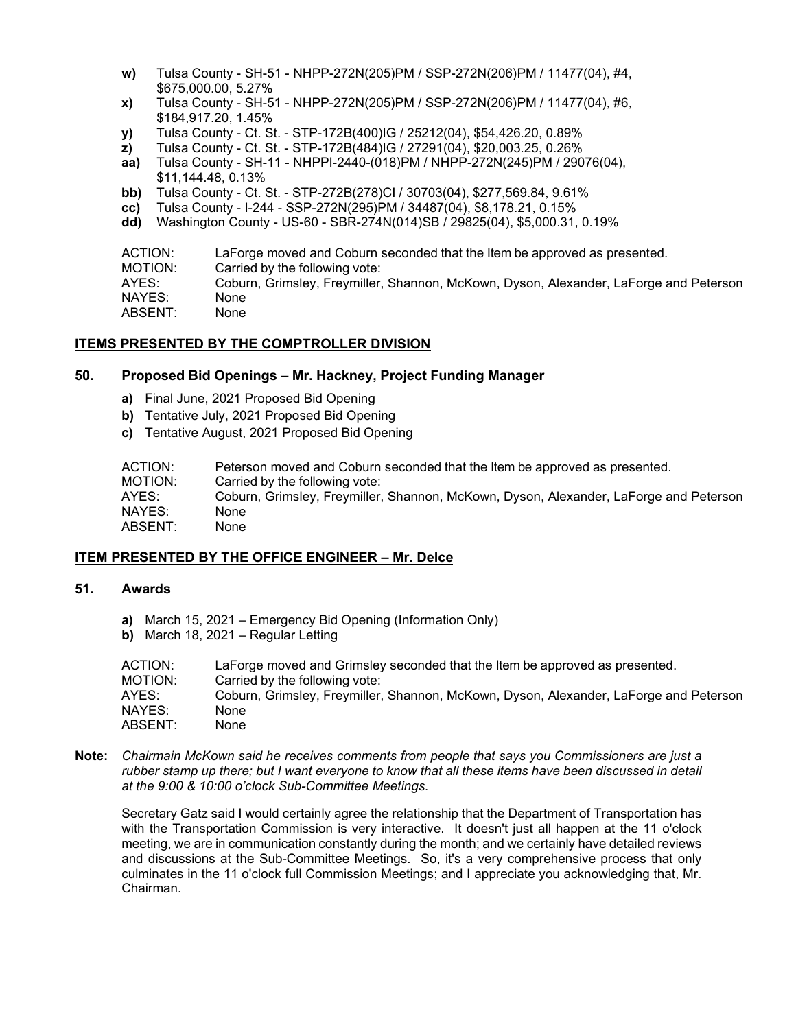- **w)** Tulsa County - SH-51 - NHPP-272N(205)PM / SSP-272N(206)PM / 11477(04), #4, $675,000.00, 5.27%
- **x)** Tulsa County - SH-51 - NHPP-272N(205)PM / SSP-272N(206)PM / 11477(04), #6, $184,917.20, 1.45%
- **y)** Tulsa County - Ct. St. - STP-172B(400)IG / 25212(04), $54,426.20, 0.89%
- **z)** Tulsa County - Ct. St. - STP-172B(484)IG / 27291(04), $20,003.25, 0.26%
- **aa)** Tulsa County - SH-11 - NHPPI-2440-(018)PM / NHPP-272N(245)PM / 29076(04), $11,144.48, 0.13%
- **bb)** Tulsa County - Ct. St. - STP-272B(278)CI / 30703(04), $277,569.84, 9.61%
- **cc)** Tulsa County - I-244 - SSP-272N(295)PM / 34487(04), $8,178.21, 0.15%
- **dd)** Washington County - US-60 - SBR-274N(014)SB / 29825(04), $5,000.31, 0.19%

ACTION: LaForge moved and Coburn seconded that the Item be approved as presented.
MOTION: Carried by the following vote:
AYES: Coburn, Grimsley, Freymiller, Shannon, McKown, Dyson, Alexander, LaForge and Peterson
NAYES: None
ABSENT: None

## ITEMS PRESENTED BY THE COMPTROLLER DIVISION

### 50. Proposed Bid Openings – Mr. Hackney, Project Funding Manager

- **a)** Final June, 2021 Proposed Bid Opening
- **b)** Tentative July, 2021 Proposed Bid Opening
- **c)** Tentative August, 2021 Proposed Bid Opening

ACTION: Peterson moved and Coburn seconded that the Item be approved as presented.
MOTION: Carried by the following vote:
AYES: Coburn, Grimsley, Freymiller, Shannon, McKown, Dyson, Alexander, LaForge and Peterson
NAYES: None
ABSENT: None

## ITEM PRESENTED BY THE OFFICE ENGINEER – Mr. Delce

### 51. Awards

- **a)** March 15, 2021 – Emergency Bid Opening (Information Only)
- **b)** March 18, 2021 – Regular Letting

ACTION: LaForge moved and Grimsley seconded that the Item be approved as presented.
MOTION: Carried by the following vote:
AYES: Coburn, Grimsley, Freymiller, Shannon, McKown, Dyson, Alexander, LaForge and Peterson
NAYES: None
ABSENT: None

**Note:** *Chairmain McKown said he receives comments from people that says you Commissioners are just a rubber stamp up there; but I want everyone to know that all these items have been discussed in detail at the 9:00 & 10:00 o'clock Sub-Committee Meetings.*

Secretary Gatz said I would certainly agree the relationship that the Department of Transportation has with the Transportation Commission is very interactive. It doesn't just all happen at the 11 o'clock meeting, we are in communication constantly during the month; and we certainly have detailed reviews and discussions at the Sub-Committee Meetings. So, it's a very comprehensive process that only culminates in the 11 o'clock full Commission Meetings; and I appreciate you acknowledging that, Mr. Chairman.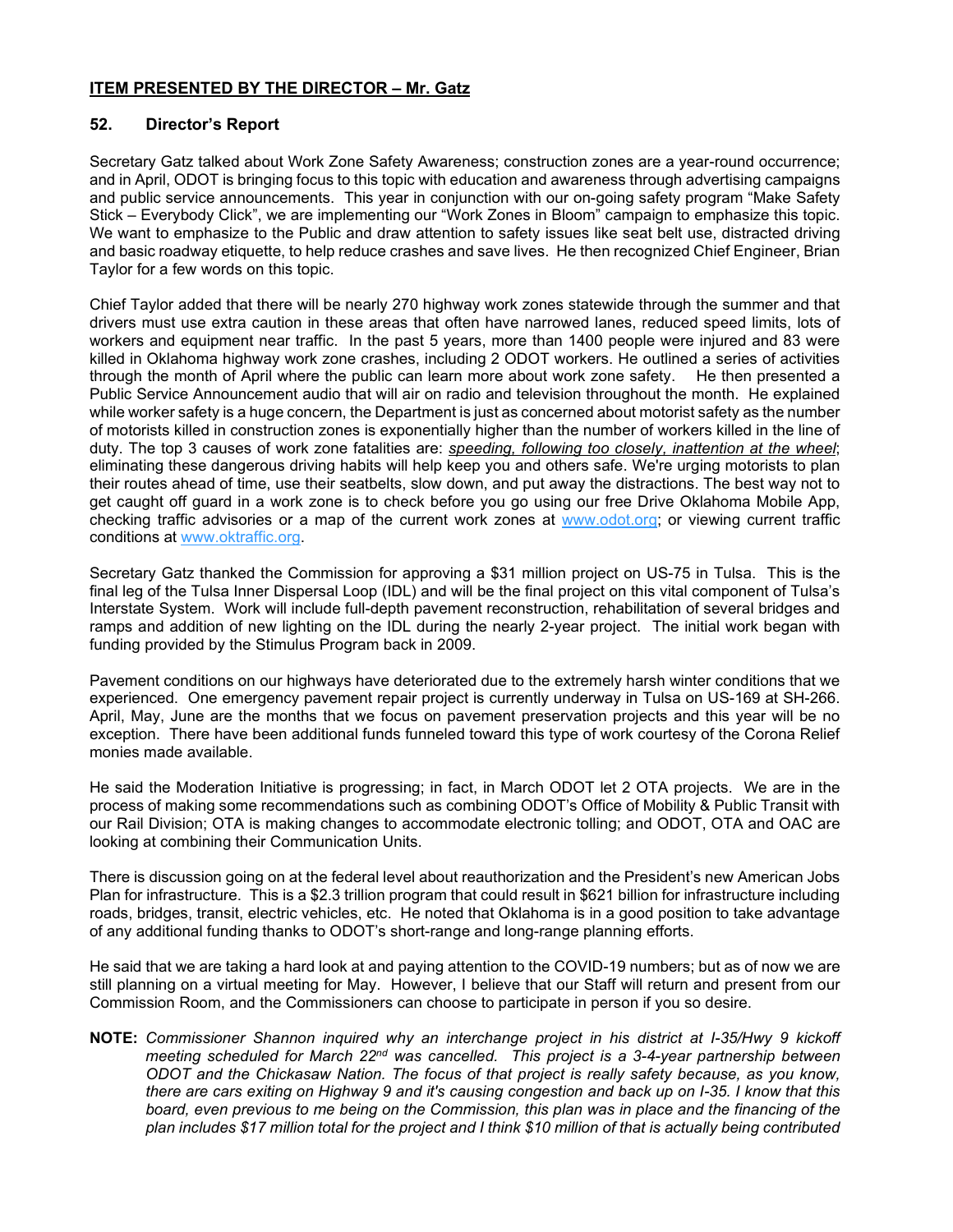## **ITEM PRESENTED BY THE DIRECTOR – Mr. Gatz**

### **52. Director's Report**

Secretary Gatz talked about Work Zone Safety Awareness; construction zones are a year-round occurrence; and in April, ODOT is bringing focus to this topic with education and awareness through advertising campaigns and public service announcements. This year in conjunction with our on-going safety program "Make Safety Stick – Everybody Click", we are implementing our "Work Zones in Bloom" campaign to emphasize this topic. We want to emphasize to the Public and draw attention to safety issues like seat belt use, distracted driving and basic roadway etiquette, to help reduce crashes and save lives. He then recognized Chief Engineer, Brian Taylor for a few words on this topic.

Chief Taylor added that there will be nearly 270 highway work zones statewide through the summer and that drivers must use extra caution in these areas that often have narrowed lanes, reduced speed limits, lots of workers and equipment near traffic. In the past 5 years, more than 1400 people were injured and 83 were killed in Oklahoma highway work zone crashes, including 2 ODOT workers. He outlined a series of activities through the month of April where the public can learn more about work zone safety. He then presented a Public Service Announcement audio that will air on radio and television throughout the month. He explained while worker safety is a huge concern, the Department is just as concerned about motorist safety as the number of motorists killed in construction zones is exponentially higher than the number of workers killed in the line of duty. The top 3 causes of work zone fatalities are: *speeding, following too closely, inattention at the wheel*; eliminating these dangerous driving habits will help keep you and others safe. We're urging motorists to plan their routes ahead of time, use their seatbelts, slow down, and put away the distractions. The best way not to get caught off guard in a work zone is to check before you go using our free Drive Oklahoma Mobile App, checking traffic advisories or a map of the current work zones at www.odot.org; or viewing current traffic conditions at www.oktraffic.org.

Secretary Gatz thanked the Commission for approving a $31 million project on US-75 in Tulsa. This is the final leg of the Tulsa Inner Dispersal Loop (IDL) and will be the final project on this vital component of Tulsa's Interstate System. Work will include full-depth pavement reconstruction, rehabilitation of several bridges and ramps and addition of new lighting on the IDL during the nearly 2-year project. The initial work began with funding provided by the Stimulus Program back in 2009.

Pavement conditions on our highways have deteriorated due to the extremely harsh winter conditions that we experienced. One emergency pavement repair project is currently underway in Tulsa on US-169 at SH-266. April, May, June are the months that we focus on pavement preservation projects and this year will be no exception. There have been additional funds funneled toward this type of work courtesy of the Corona Relief monies made available.

He said the Moderation Initiative is progressing; in fact, in March ODOT let 2 OTA projects. We are in the process of making some recommendations such as combining ODOT's Office of Mobility & Public Transit with our Rail Division; OTA is making changes to accommodate electronic tolling; and ODOT, OTA and OAC are looking at combining their Communication Units.

There is discussion going on at the federal level about reauthorization and the President's new American Jobs Plan for infrastructure. This is a $2.3 trillion program that could result in $621 billion for infrastructure including roads, bridges, transit, electric vehicles, etc. He noted that Oklahoma is in a good position to take advantage of any additional funding thanks to ODOT's short-range and long-range planning efforts.

He said that we are taking a hard look at and paying attention to the COVID-19 numbers; but as of now we are still planning on a virtual meeting for May. However, I believe that our Staff will return and present from our Commission Room, and the Commissioners can choose to participate in person if you so desire.

**NOTE:** *Commissioner Shannon inquired why an interchange project in his district at I-35/Hwy 9 kickoff meeting scheduled for March 22nd was cancelled. This project is a 3-4-year partnership between ODOT and the Chickasaw Nation. The focus of that project is really safety because, as you know, there are cars exiting on Highway 9 and it's causing congestion and back up on I-35. I know that this board, even previous to me being on the Commission, this plan was in place and the financing of the plan includes $17 million total for the project and I think $10 million of that is actually being contributed*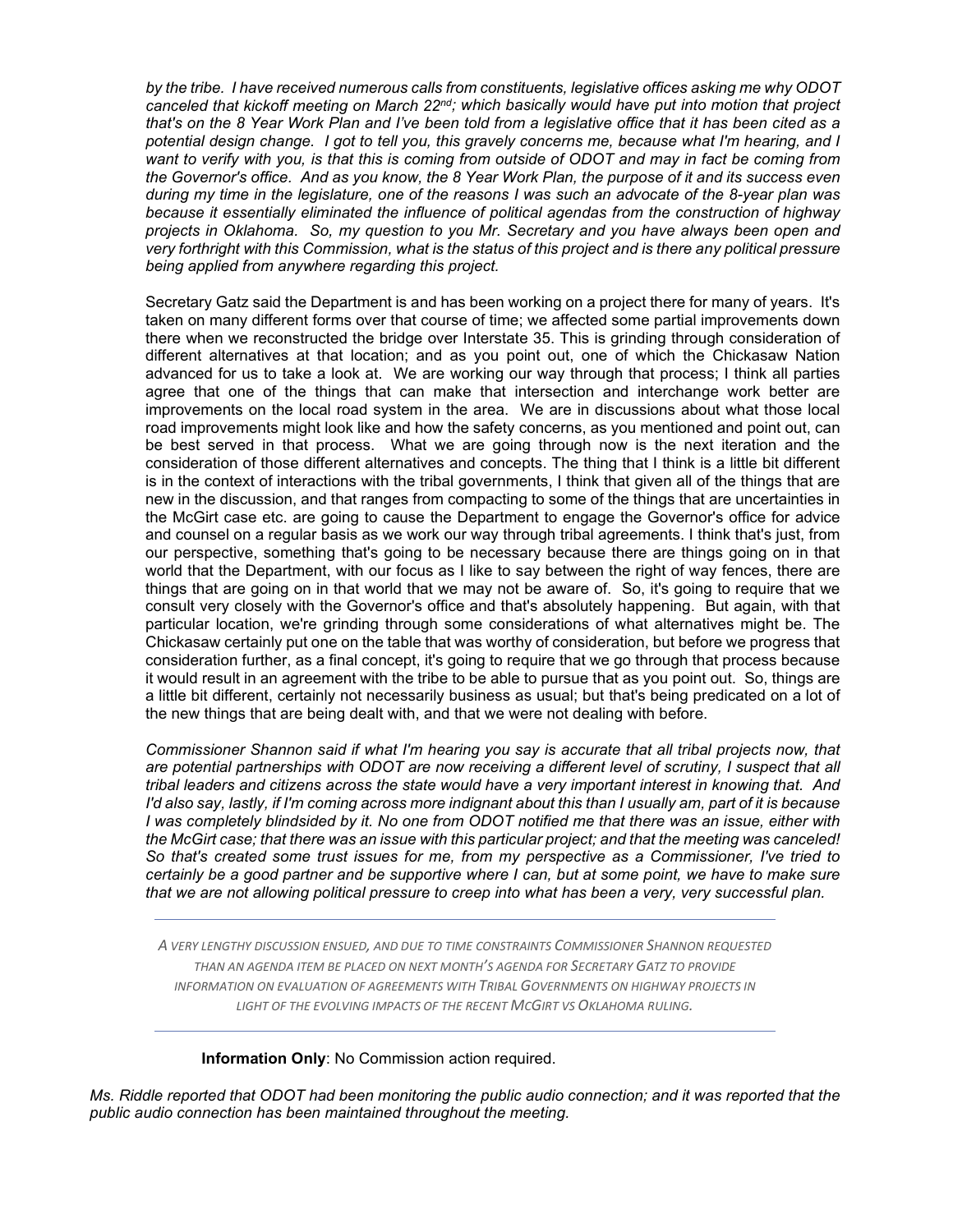*by the tribe. I have received numerous calls from constituents, legislative offices asking me why ODOT canceled that kickoff meeting on March 22nd; which basically would have put into motion that project that's on the 8 Year Work Plan and I've been told from a legislative office that it has been cited as a potential design change. I got to tell you, this gravely concerns me, because what I'm hearing, and I want to verify with you, is that this is coming from outside of ODOT and may in fact be coming from the Governor's office. And as you know, the 8 Year Work Plan, the purpose of it and its success even during my time in the legislature, one of the reasons I was such an advocate of the 8-year plan was because it essentially eliminated the influence of political agendas from the construction of highway projects in Oklahoma. So, my question to you Mr. Secretary and you have always been open and very forthright with this Commission, what is the status of this project and is there any political pressure being applied from anywhere regarding this project.*

Secretary Gatz said the Department is and has been working on a project there for many of years. It's taken on many different forms over that course of time; we affected some partial improvements down there when we reconstructed the bridge over Interstate 35. This is grinding through consideration of different alternatives at that location; and as you point out, one of which the Chickasaw Nation advanced for us to take a look at. We are working our way through that process; I think all parties agree that one of the things that can make that intersection and interchange work better are improvements on the local road system in the area. We are in discussions about what those local road improvements might look like and how the safety concerns, as you mentioned and point out, can be best served in that process. What we are going through now is the next iteration and the consideration of those different alternatives and concepts. The thing that I think is a little bit different is in the context of interactions with the tribal governments, I think that given all of the things that are new in the discussion, and that ranges from compacting to some of the things that are uncertainties in the McGirt case etc. are going to cause the Department to engage the Governor's office for advice and counsel on a regular basis as we work our way through tribal agreements. I think that's just, from our perspective, something that's going to be necessary because there are things going on in that world that the Department, with our focus as I like to say between the right of way fences, there are things that are going on in that world that we may not be aware of. So, it's going to require that we consult very closely with the Governor's office and that's absolutely happening. But again, with that particular location, we're grinding through some considerations of what alternatives might be. The Chickasaw certainly put one on the table that was worthy of consideration, but before we progress that consideration further, as a final concept, it's going to require that we go through that process because it would result in an agreement with the tribe to be able to pursue that as you point out. So, things are a little bit different, certainly not necessarily business as usual; but that's being predicated on a lot of the new things that are being dealt with, and that we were not dealing with before.

*Commissioner Shannon said if what I'm hearing you say is accurate that all tribal projects now, that are potential partnerships with ODOT are now receiving a different level of scrutiny, I suspect that all tribal leaders and citizens across the state would have a very important interest in knowing that. And I'd also say, lastly, if I'm coming across more indignant about this than I usually am, part of it is because I was completely blindsided by it. No one from ODOT notified me that there was an issue, either with the McGirt case; that there was an issue with this particular project; and that the meeting was canceled! So that's created some trust issues for me, from my perspective as a Commissioner, I've tried to certainly be a good partner and be supportive where I can, but at some point, we have to make sure that we are not allowing political pressure to creep into what has been a very, very successful plan.*

---

*A VERY LENGTHY DISCUSSION ENSUED, AND DUE TO TIME CONSTRAINTS COMMISSIONER SHANNON REQUESTED THAN AN AGENDA ITEM BE PLACED ON NEXT MONTH'S AGENDA FOR SECRETARY GATZ TO PROVIDE INFORMATION ON EVALUATION OF AGREEMENTS WITH TRIBAL GOVERNMENTS ON HIGHWAY PROJECTS IN LIGHT OF THE EVOLVING IMPACTS OF THE RECENT MCGIRT VS OKLAHOMA RULING.*

---

**Information Only**: No Commission action required.

*Ms. Riddle reported that ODOT had been monitoring the public audio connection; and it was reported that the public audio connection has been maintained throughout the meeting.*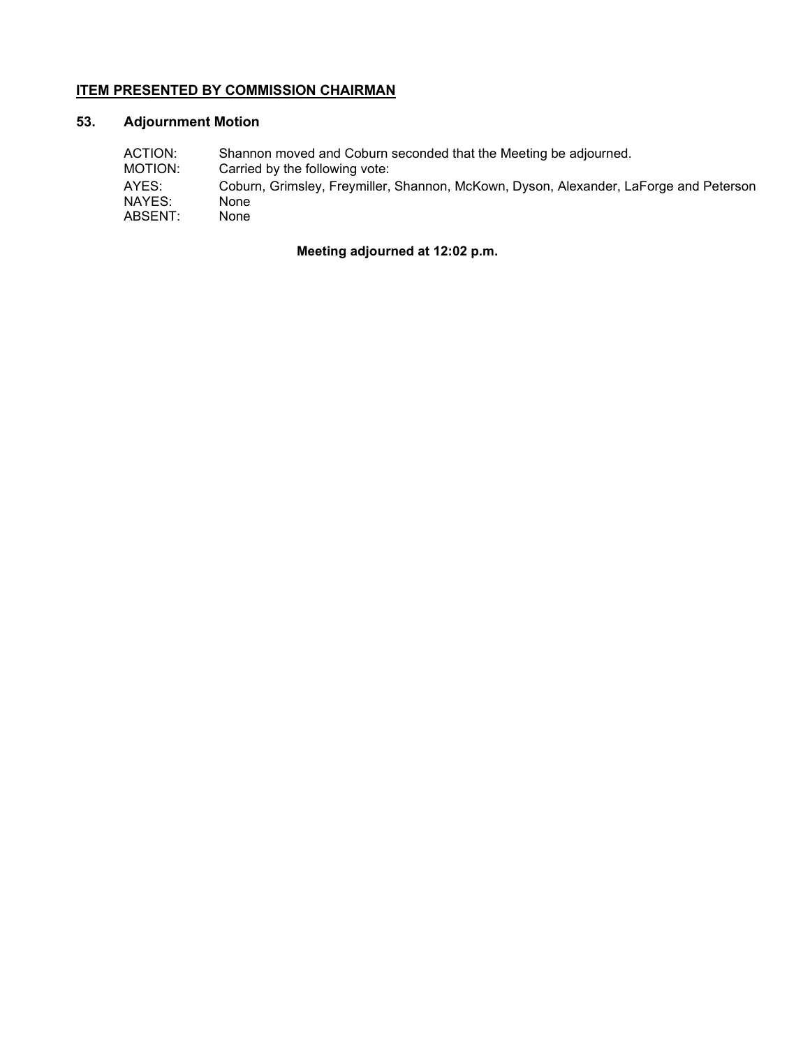**<u>ITEM PRESENTED BY COMMISSION CHAIRMAN</u>**

## 53. Adjournment Motion

ACTION: Shannon moved and Coburn seconded that the Meeting be adjourned.
MOTION: Carried by the following vote:
AYES: Coburn, Grimsley, Freymiller, Shannon, McKown, Dyson, Alexander, LaForge and Peterson
NAYES: None
ABSENT: None

**Meeting adjourned at 12:02 p.m.**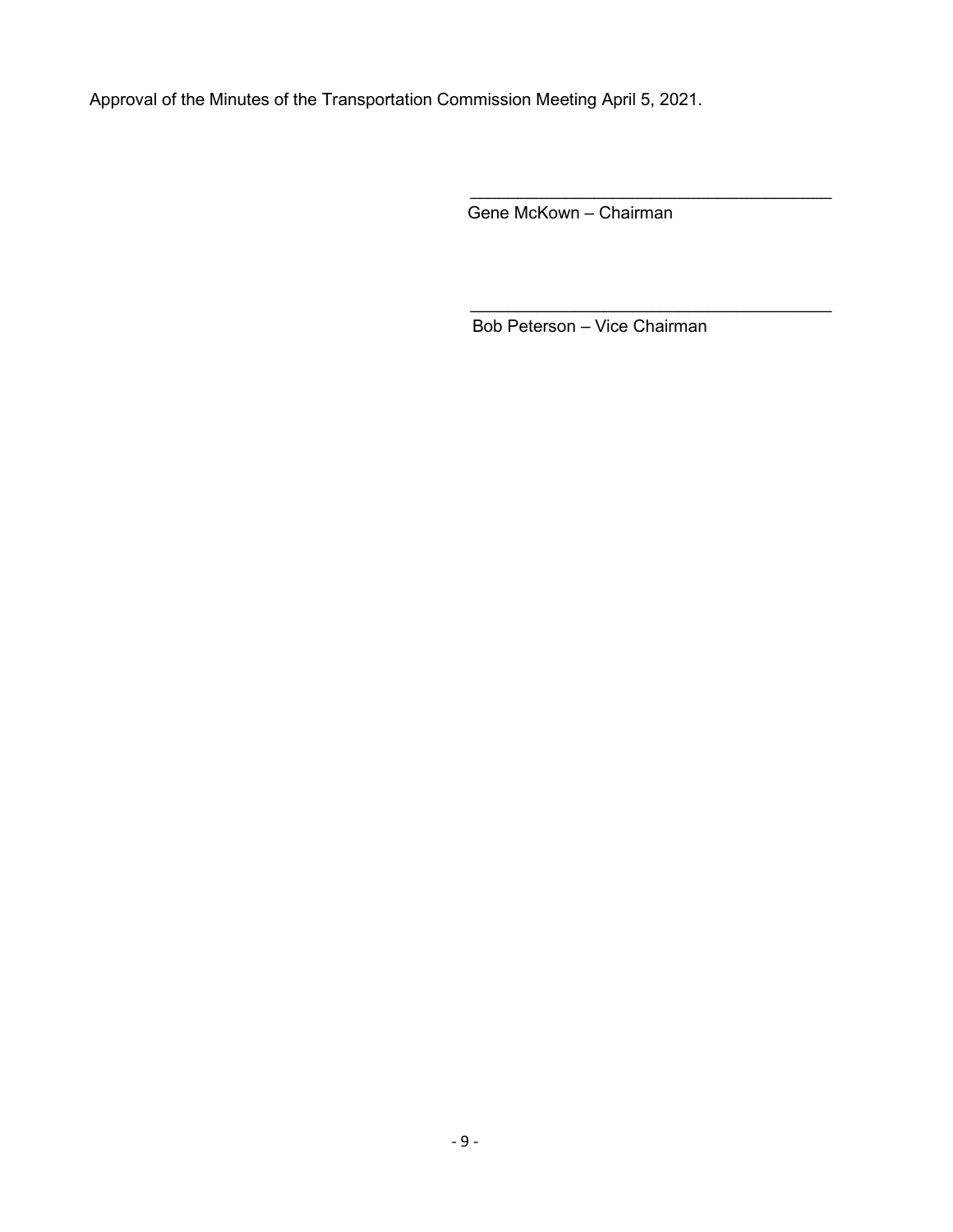Approval of the Minutes of the Transportation Commission Meeting April 5, 2021.

\_\_\_\_\_\_\_\_\_\_\_\_\_\_\_\_\_\_\_\_\_\_\_\_\_\_\_\_\_\_\_\_\_\_\_\_\_\_\_\_

Gene McKown – Chairman

\_\_\_\_\_\_\_\_\_\_\_\_\_\_\_\_\_\_\_\_\_\_\_\_\_\_\_\_\_\_\_\_\_\_\_\_\_\_\_\_

Bob Peterson – Vice Chairman